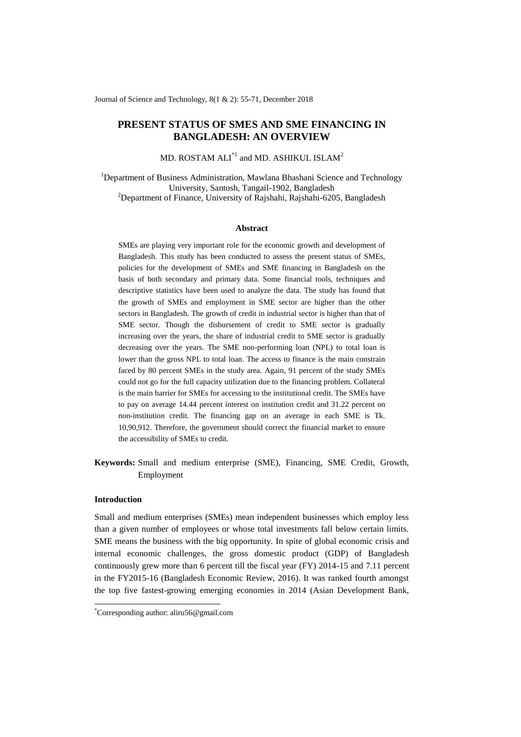# PRESENT STATUS OF SMES AND SME FINANCING IN BANGLADESH: AN OVERVIEW

MD. ROSTAM ALI[*1] and MD. ASHIKUL ISLAM[2]

[1]Department of Business Administration, Mawlana Bhashani Science and Technology University, Santosh, Tangail-1902, Bangladesh
[2]Department of Finance, University of Rajshahi, Rajshahi-6205, Bangladesh

### Abstract

SMEs are playing very important role for the economic growth and development of Bangladesh. This study has been conducted to assess the present status of SMEs, policies for the development of SMEs and SME financing in Bangladesh on the basis of both secondary and primary data. Some financial tools, techniques and descriptive statistics have been used to analyze the data. The study has found that the growth of SMEs and employment in SME sector are higher than the other sectors in Bangladesh. The growth of credit in industrial sector is higher than that of SME sector. Though the disbursement of credit to SME sector is gradually increasing over the years, the share of industrial credit to SME sector is gradually decreasing over the years. The SME non-performing loan (NPL) to total loan is lower than the gross NPL to total loan. The access to finance is the main constrain faced by 80 percent SMEs in the study area. Again, 91 percent of the study SMEs could not go for the full capacity utilization due to the financing problem. Collateral is the main barrier for SMEs for accessing to the institutional credit. The SMEs have to pay on average 14.44 percent interest on institution credit and 31.22 percent on non-institution credit. The financing gap on an average in each SME is Tk. 10,90,912. Therefore, the government should correct the financial market to ensure the accessibility of SMEs to credit.

**Keywords:** Small and medium enterprise (SME), Financing, SME Credit, Growth, Employment

### Introduction

Small and medium enterprises (SMEs) mean independent businesses which employ less than a given number of employees or whose total investments fall below certain limits. SME means the business with the big opportunity. In spite of global economic crisis and internal economic challenges, the gross domestic product (GDP) of Bangladesh continuously grew more than 6 percent till the fiscal year (FY) 2014-15 and 7.11 percent in the FY2015-16 (Bangladesh Economic Review, 2016). It was ranked fourth amongst the top five fastest-growing emerging economies in 2014 (Asian Development Bank,

[*]Corresponding author: aliru56@gmail.com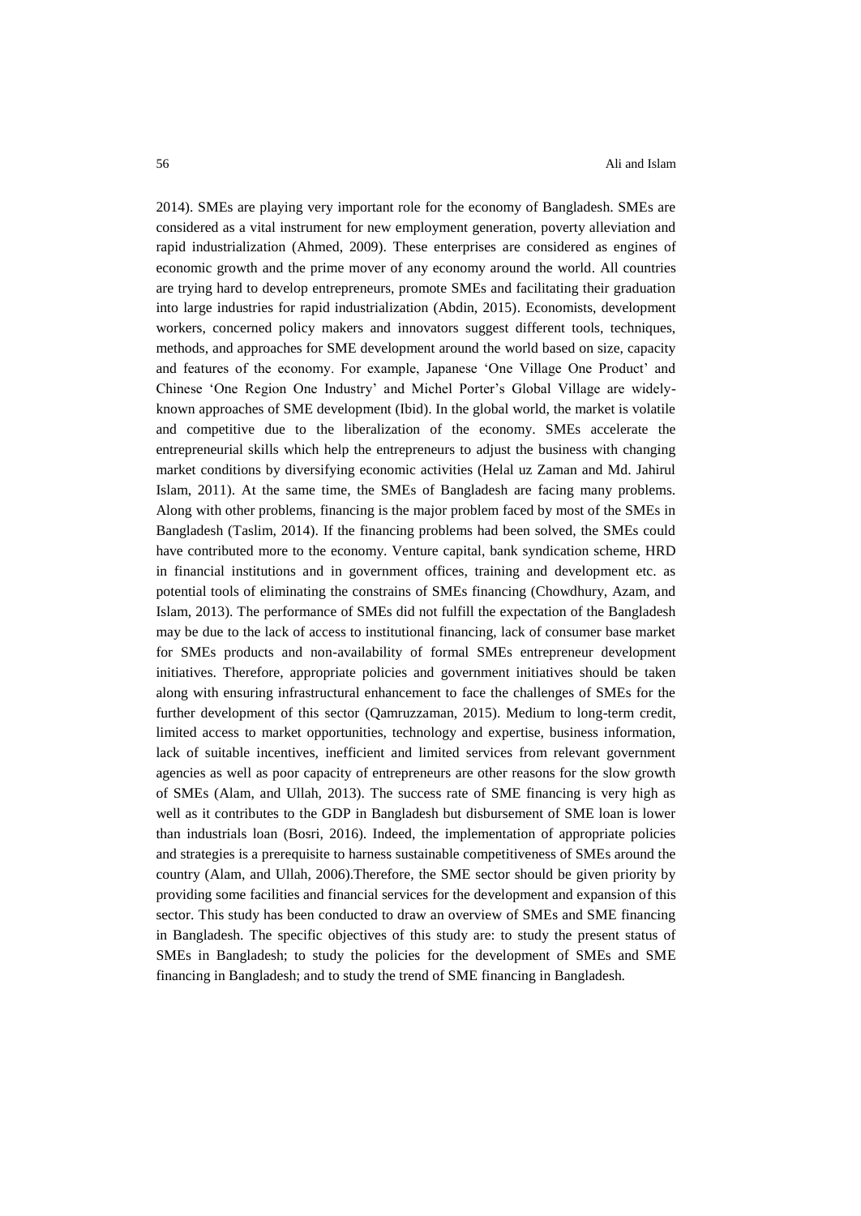2014). SMEs are playing very important role for the economy of Bangladesh. SMEs are considered as a vital instrument for new employment generation, poverty alleviation and rapid industrialization (Ahmed, 2009). These enterprises are considered as engines of economic growth and the prime mover of any economy around the world. All countries are trying hard to develop entrepreneurs, promote SMEs and facilitating their graduation into large industries for rapid industrialization (Abdin, 2015). Economists, development workers, concerned policy makers and innovators suggest different tools, techniques, methods, and approaches for SME development around the world based on size, capacity and features of the economy. For example, Japanese 'One Village One Product' and Chinese 'One Region One Industry' and Michel Porter's Global Village are widely-known approaches of SME development (Ibid). In the global world, the market is volatile and competitive due to the liberalization of the economy. SMEs accelerate the entrepreneurial skills which help the entrepreneurs to adjust the business with changing market conditions by diversifying economic activities (Helal uz Zaman and Md. Jahirul Islam, 2011). At the same time, the SMEs of Bangladesh are facing many problems. Along with other problems, financing is the major problem faced by most of the SMEs in Bangladesh (Taslim, 2014). If the financing problems had been solved, the SMEs could have contributed more to the economy. Venture capital, bank syndication scheme, HRD in financial institutions and in government offices, training and development etc. as potential tools of eliminating the constrains of SMEs financing (Chowdhury, Azam, and Islam, 2013). The performance of SMEs did not fulfill the expectation of the Bangladesh may be due to the lack of access to institutional financing, lack of consumer base market for SMEs products and non-availability of formal SMEs entrepreneur development initiatives. Therefore, appropriate policies and government initiatives should be taken along with ensuring infrastructural enhancement to face the challenges of SMEs for the further development of this sector (Qamruzzaman, 2015). Medium to long-term credit, limited access to market opportunities, technology and expertise, business information, lack of suitable incentives, inefficient and limited services from relevant government agencies as well as poor capacity of entrepreneurs are other reasons for the slow growth of SMEs (Alam, and Ullah, 2013). The success rate of SME financing is very high as well as it contributes to the GDP in Bangladesh but disbursement of SME loan is lower than industrials loan (Bosri, 2016). Indeed, the implementation of appropriate policies and strategies is a prerequisite to harness sustainable competitiveness of SMEs around the country (Alam, and Ullah, 2006).Therefore, the SME sector should be given priority by providing some facilities and financial services for the development and expansion of this sector. This study has been conducted to draw an overview of SMEs and SME financing in Bangladesh. The specific objectives of this study are: to study the present status of SMEs in Bangladesh; to study the policies for the development of SMEs and SME financing in Bangladesh; and to study the trend of SME financing in Bangladesh.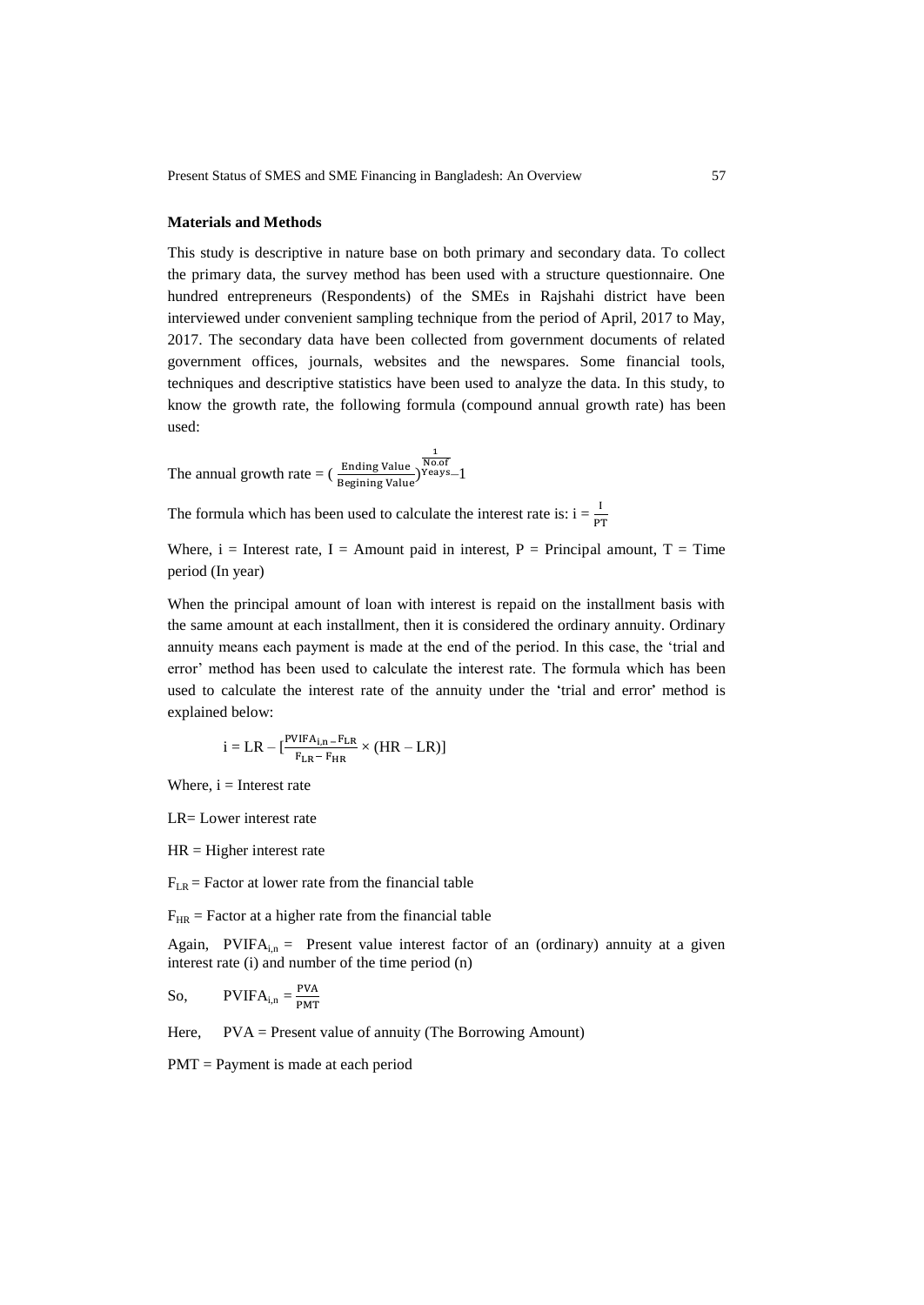**Materials and Methods**

This study is descriptive in nature base on both primary and secondary data. To collect the primary data, the survey method has been used with a structure questionnaire. One hundred entrepreneurs (Respondents) of the SMEs in Rajshahi district have been interviewed under convenient sampling technique from the period of April, 2017 to May, 2017. The secondary data have been collected from government documents of related government offices, journals, websites and the newspares. Some financial tools, techniques and descriptive statistics have been used to analyze the data. In this study, to know the growth rate, the following formula (compound annual growth rate) has been used:

The annual growth rate = $\left(\frac{\text{Ending Value}}{\text{Begining Value}}\right)^{\frac{1}{\text{No.of Yeays}}} - 1$

The formula which has been used to calculate the interest rate is: $i = \frac{I}{PT}$

Where, i = Interest rate, I = Amount paid in interest, P = Principal amount, T = Time period (In year)

When the principal amount of loan with interest is repaid on the installment basis with the same amount at each installment, then it is considered the ordinary annuity. Ordinary annuity means each payment is made at the end of the period. In this case, the 'trial and error' method has been used to calculate the interest rate. The formula which has been used to calculate the interest rate of the annuity under the 'trial and error' method is explained below:

$$i = LR - \left[\frac{PVIFA_{i,n} - F_{LR}}{F_{LR} - F_{HR}} \times (HR - LR)\right]$$

Where, i = Interest rate

LR= Lower interest rate

HR = Higher interest rate

$F_{LR}$ = Factor at lower rate from the financial table

$F_{HR}$ = Factor at a higher rate from the financial table

Again, $PVIFA_{i,n}$ = Present value interest factor of an (ordinary) annuity at a given interest rate (i) and number of the time period (n)

So, $PVIFA_{i,n} = \frac{PVA}{PMT}$

Here, PVA = Present value of annuity (The Borrowing Amount)

PMT = Payment is made at each period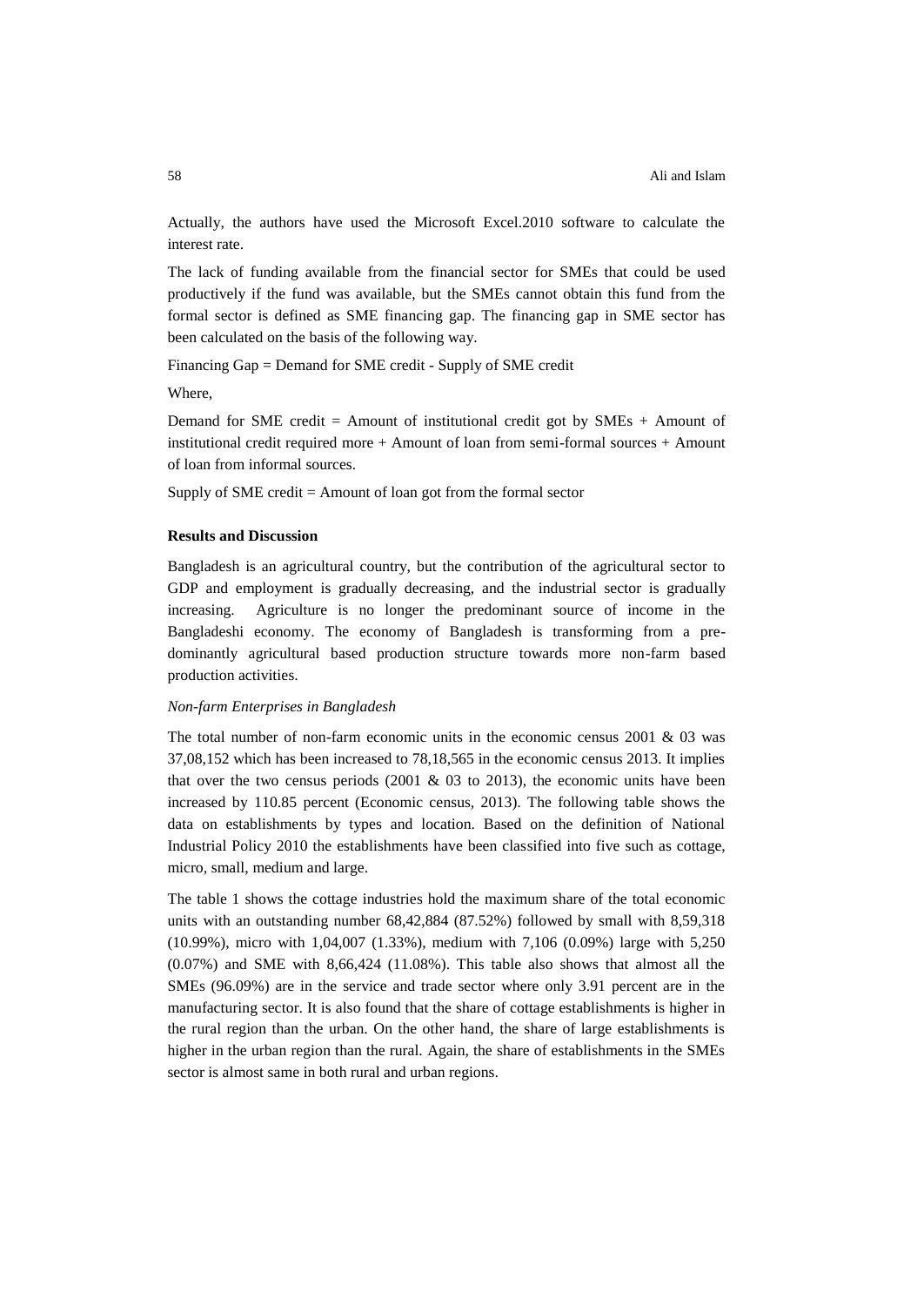Actually, the authors have used the Microsoft Excel.2010 software to calculate the interest rate.

The lack of funding available from the financial sector for SMEs that could be used productively if the fund was available, but the SMEs cannot obtain this fund from the formal sector is defined as SME financing gap. The financing gap in SME sector has been calculated on the basis of the following way.

Financing Gap = Demand for SME credit - Supply of SME credit

Where,

Demand for SME credit = Amount of institutional credit got by SMEs + Amount of institutional credit required more + Amount of loan from semi-formal sources + Amount of loan from informal sources.

Supply of SME credit = Amount of loan got from the formal sector

**Results and Discussion**

Bangladesh is an agricultural country, but the contribution of the agricultural sector to GDP and employment is gradually decreasing, and the industrial sector is gradually increasing. Agriculture is no longer the predominant source of income in the Bangladeshi economy. The economy of Bangladesh is transforming from a pre-dominantly agricultural based production structure towards more non-farm based production activities.

*Non-farm Enterprises in Bangladesh*

The total number of non-farm economic units in the economic census 2001 & 03 was 37,08,152 which has been increased to 78,18,565 in the economic census 2013. It implies that over the two census periods (2001 & 03 to 2013), the economic units have been increased by 110.85 percent (Economic census, 2013). The following table shows the data on establishments by types and location. Based on the definition of National Industrial Policy 2010 the establishments have been classified into five such as cottage, micro, small, medium and large.

The table 1 shows the cottage industries hold the maximum share of the total economic units with an outstanding number 68,42,884 (87.52%) followed by small with 8,59,318 (10.99%), micro with 1,04,007 (1.33%), medium with 7,106 (0.09%) large with 5,250 (0.07%) and SME with 8,66,424 (11.08%). This table also shows that almost all the SMEs (96.09%) are in the service and trade sector where only 3.91 percent are in the manufacturing sector. It is also found that the share of cottage establishments is higher in the rural region than the urban. On the other hand, the share of large establishments is higher in the urban region than the rural. Again, the share of establishments in the SMEs sector is almost same in both rural and urban regions.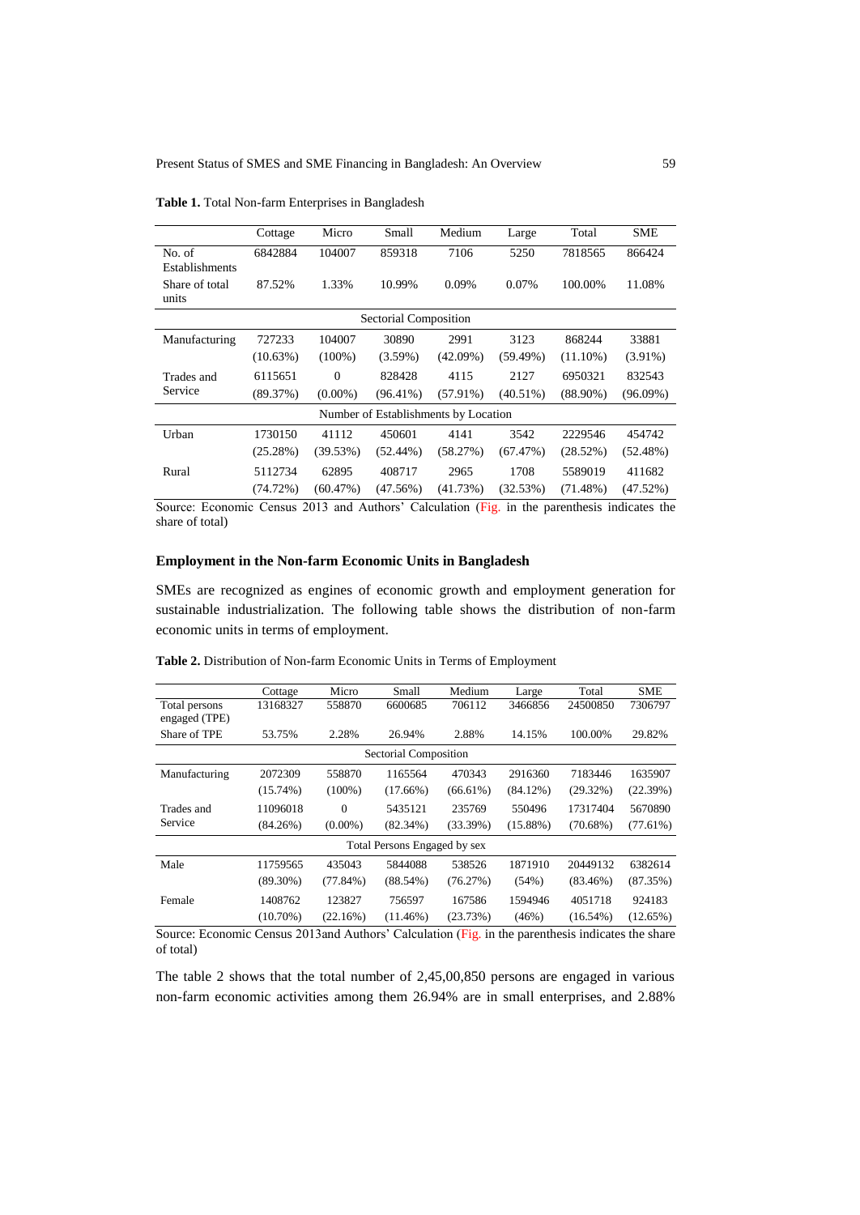**Table 1.** Total Non-farm Enterprises in Bangladesh

| | Cottage | Micro | Small | Medium | Large | Total | SME |
|---|---|---|---|---|---|---|---|
| No. of Establishments | 6842884 | 104007 | 859318 | 7106 | 5250 | 7818565 | 866424 |
| Share of total units | 87.52% | 1.33% | 10.99% | 0.09% | 0.07% | 100.00% | 11.08% |
| Sectorial Composition | | | | | | | |
| Manufacturing | 727233 (10.63%) | 104007 (100%) | 30890 (3.59%) | 2991 (42.09%) | 3123 (59.49%) | 868244 (11.10%) | 33881 (3.91%) |
| Trades and Service | 6115651 (89.37%) | 0 (0.00%) | 828428 (96.41%) | 4115 (57.91%) | 2127 (40.51%) | 6950321 (88.90%) | 832543 (96.09%) |
| Number of Establishments by Location | | | | | | | |
| Urban | 1730150 (25.28%) | 41112 (39.53%) | 450601 (52.44%) | 4141 (58.27%) | 3542 (67.47%) | 2229546 (28.52%) | 454742 (52.48%) |
| Rural | 5112734 (74.72%) | 62895 (60.47%) | 408717 (47.56%) | 2965 (41.73%) | 1708 (32.53%) | 5589019 (71.48%) | 411682 (47.52%) |

Source: Economic Census 2013 and Authors' Calculation (Fig. in the parenthesis indicates the share of total)

### Employment in the Non-farm Economic Units in Bangladesh

SMEs are recognized as engines of economic growth and employment generation for sustainable industrialization. The following table shows the distribution of non-farm economic units in terms of employment.

**Table 2.** Distribution of Non-farm Economic Units in Terms of Employment

| | Cottage | Micro | Small | Medium | Large | Total | SME |
|---|---|---|---|---|---|---|---|
| Total persons engaged (TPE) | 13168327 | 558870 | 6600685 | 706112 | 3466856 | 24500850 | 7306797 |
| Share of TPE | 53.75% | 2.28% | 26.94% | 2.88% | 14.15% | 100.00% | 29.82% |
| Sectorial Composition | | | | | | | |
| Manufacturing | 2072309 (15.74%) | 558870 (100%) | 1165564 (17.66%) | 470343 (66.61%) | 2916360 (84.12%) | 7183446 (29.32%) | 1635907 (22.39%) |
| Trades and Service | 11096018 (84.26%) | 0 (0.00%) | 5435121 (82.34%) | 235769 (33.39%) | 550496 (15.88%) | 17317404 (70.68%) | 5670890 (77.61%) |
| Total Persons Engaged by sex | | | | | | | |
| Male | 11759565 (89.30%) | 435043 (77.84%) | 5844088 (88.54%) | 538526 (76.27%) | 1871910 (54%) | 20449132 (83.46%) | 6382614 (87.35%) |
| Female | 1408762 (10.70%) | 123827 (22.16%) | 756597 (11.46%) | 167586 (23.73%) | 1594946 (46%) | 4051718 (16.54%) | 924183 (12.65%) |

Source: Economic Census 2013and Authors' Calculation (Fig. in the parenthesis indicates the share of total)

The table 2 shows that the total number of 2,45,00,850 persons are engaged in various non-farm economic activities among them 26.94% are in small enterprises, and 2.88%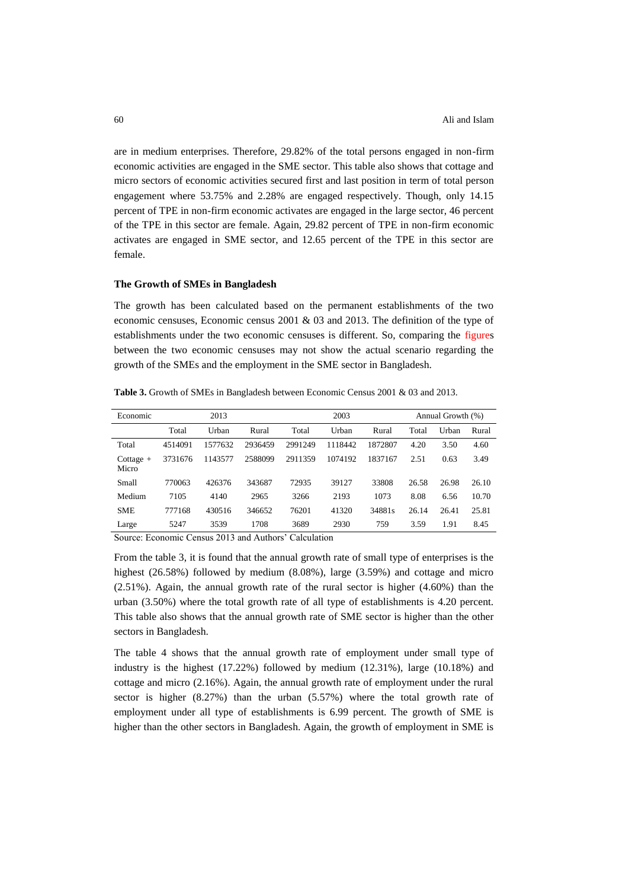are in medium enterprises. Therefore, 29.82% of the total persons engaged in non-firm economic activities are engaged in the SME sector. This table also shows that cottage and micro sectors of economic activities secured first and last position in term of total person engagement where 53.75% and 2.28% are engaged respectively. Though, only 14.15 percent of TPE in non-firm economic activates are engaged in the large sector, 46 percent of the TPE in this sector are female. Again, 29.82 percent of TPE in non-firm economic activates are engaged in SME sector, and 12.65 percent of the TPE in this sector are female.

### The Growth of SMEs in Bangladesh

The growth has been calculated based on the permanent establishments of the two economic censuses, Economic census 2001 & 03 and 2013. The definition of the type of establishments under the two economic censuses is different. So, comparing the figures between the two economic censuses may not show the actual scenario regarding the growth of the SMEs and the employment in the SME sector in Bangladesh.

**Table 3.** Growth of SMEs in Bangladesh between Economic Census 2001 & 03 and 2013.

| Economic | 2013 | | | 2003 | | | Annual Growth (%) | | |
|---|---|---|---|---|---|---|---|---|---|
| | Total | Urban | Rural | Total | Urban | Rural | Total | Urban | Rural |
| Total | 4514091 | 1577632 | 2936459 | 2991249 | 1118442 | 1872807 | 4.20 | 3.50 | 4.60 |
| Cottage + Micro | 3731676 | 1143577 | 2588099 | 2911359 | 1074192 | 1837167 | 2.51 | 0.63 | 3.49 |
| Small | 770063 | 426376 | 343687 | 72935 | 39127 | 33808 | 26.58 | 26.98 | 26.10 |
| Medium | 7105 | 4140 | 2965 | 3266 | 2193 | 1073 | 8.08 | 6.56 | 10.70 |
| SME | 777168 | 430516 | 346652 | 76201 | 41320 | 34881s | 26.14 | 26.41 | 25.81 |
| Large | 5247 | 3539 | 1708 | 3689 | 2930 | 759 | 3.59 | 1.91 | 8.45 |

Source: Economic Census 2013 and Authors' Calculation

From the table 3, it is found that the annual growth rate of small type of enterprises is the highest (26.58%) followed by medium (8.08%), large (3.59%) and cottage and micro (2.51%). Again, the annual growth rate of the rural sector is higher (4.60%) than the urban (3.50%) where the total growth rate of all type of establishments is 4.20 percent. This table also shows that the annual growth rate of SME sector is higher than the other sectors in Bangladesh.

The table 4 shows that the annual growth rate of employment under small type of industry is the highest (17.22%) followed by medium (12.31%), large (10.18%) and cottage and micro (2.16%). Again, the annual growth rate of employment under the rural sector is higher (8.27%) than the urban (5.57%) where the total growth rate of employment under all type of establishments is 6.99 percent. The growth of SME is higher than the other sectors in Bangladesh. Again, the growth of employment in SME is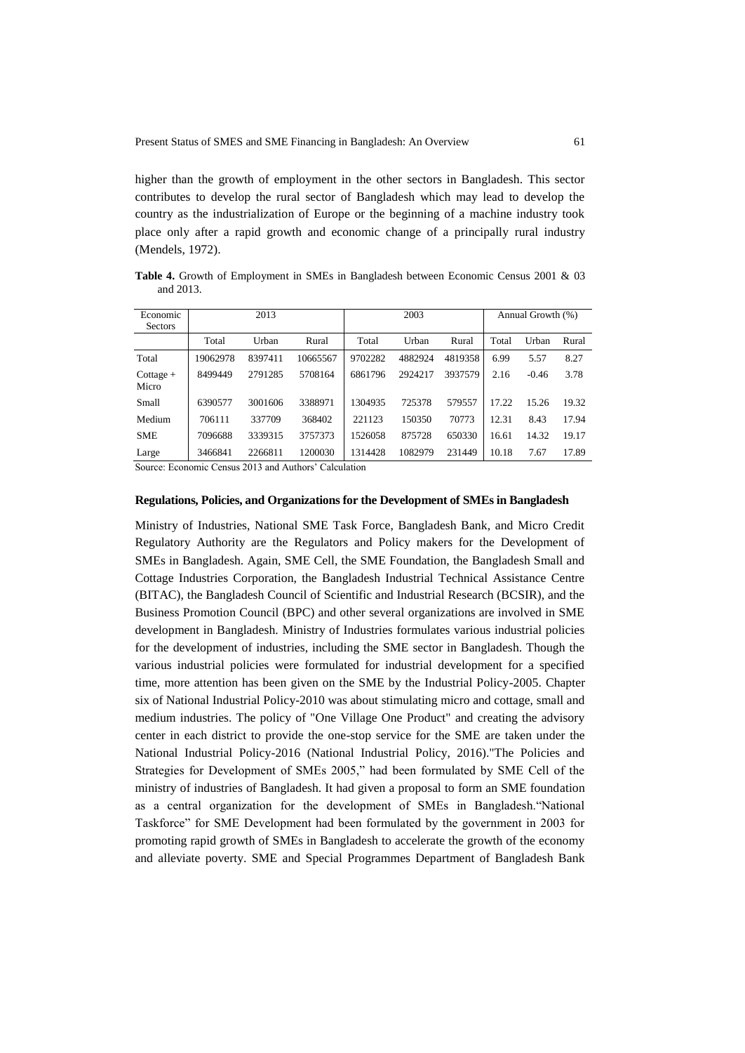higher than the growth of employment in the other sectors in Bangladesh. This sector contributes to develop the rural sector of Bangladesh which may lead to develop the country as the industrialization of Europe or the beginning of a machine industry took place only after a rapid growth and economic change of a principally rural industry (Mendels, 1972).

**Table 4.** Growth of Employment in SMEs in Bangladesh between Economic Census 2001 & 03 and 2013.

| Economic Sectors | 2013 | | | 2003 | | | Annual Growth (%) | | |
|---|---|---|---|---|---|---|---|---|---|
| | Total | Urban | Rural | Total | Urban | Rural | Total | Urban | Rural |
| Total | 19062978 | 8397411 | 10665567 | 9702282 | 4882924 | 4819358 | 6.99 | 5.57 | 8.27 |
| Cottage + Micro | 8499449 | 2791285 | 5708164 | 6861796 | 2924217 | 3937579 | 2.16 | -0.46 | 3.78 |
| Small | 6390577 | 3001606 | 3388971 | 1304935 | 725378 | 579557 | 17.22 | 15.26 | 19.32 |
| Medium | 706111 | 337709 | 368402 | 221123 | 150350 | 70773 | 12.31 | 8.43 | 17.94 |
| SME | 7096688 | 3339315 | 3757373 | 1526058 | 875728 | 650330 | 16.61 | 14.32 | 19.17 |
| Large | 3466841 | 2266811 | 1200030 | 1314428 | 1082979 | 231449 | 10.18 | 7.67 | 17.89 |

Source: Economic Census 2013 and Authors' Calculation

**Regulations, Policies, and Organizations for the Development of SMEs in Bangladesh**

Ministry of Industries, National SME Task Force, Bangladesh Bank, and Micro Credit Regulatory Authority are the Regulators and Policy makers for the Development of SMEs in Bangladesh. Again, SME Cell, the SME Foundation, the Bangladesh Small and Cottage Industries Corporation, the Bangladesh Industrial Technical Assistance Centre (BITAC), the Bangladesh Council of Scientific and Industrial Research (BCSIR), and the Business Promotion Council (BPC) and other several organizations are involved in SME development in Bangladesh. Ministry of Industries formulates various industrial policies for the development of industries, including the SME sector in Bangladesh. Though the various industrial policies were formulated for industrial development for a specified time, more attention has been given on the SME by the Industrial Policy-2005. Chapter six of National Industrial Policy-2010 was about stimulating micro and cottage, small and medium industries. The policy of "One Village One Product" and creating the advisory center in each district to provide the one-stop service for the SME are taken under the National Industrial Policy-2016 (National Industrial Policy, 2016)."The Policies and Strategies for Development of SMEs 2005," had been formulated by SME Cell of the ministry of industries of Bangladesh. It had given a proposal to form an SME foundation as a central organization for the development of SMEs in Bangladesh."National Taskforce" for SME Development had been formulated by the government in 2003 for promoting rapid growth of SMEs in Bangladesh to accelerate the growth of the economy and alleviate poverty. SME and Special Programmes Department of Bangladesh Bank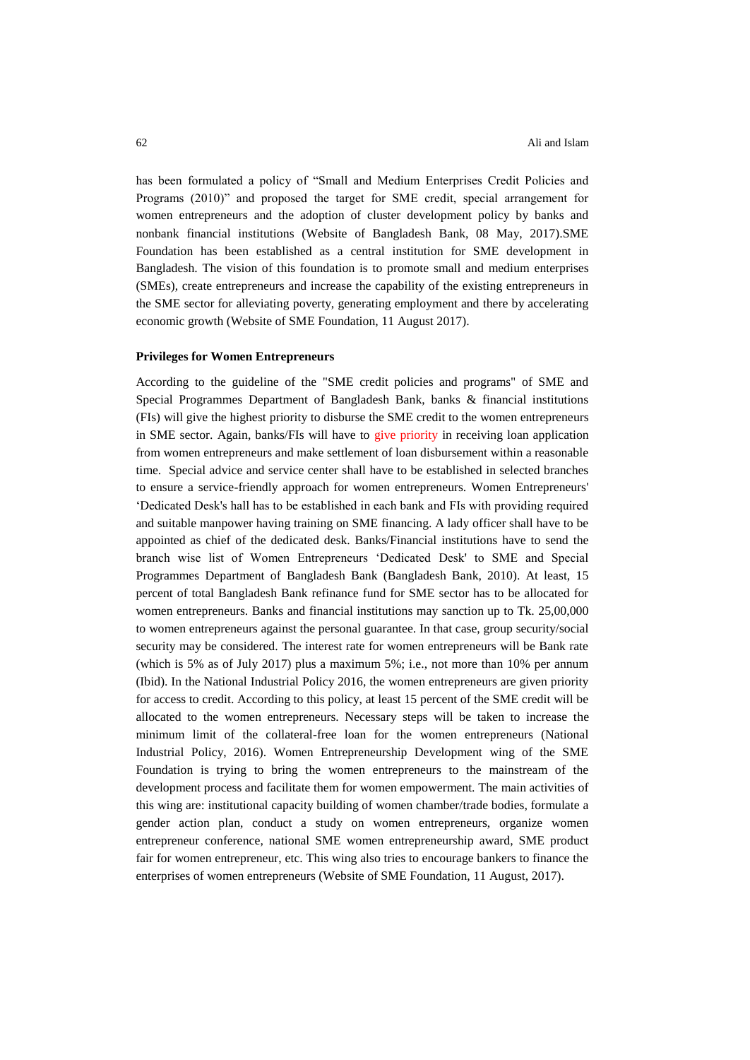has been formulated a policy of "Small and Medium Enterprises Credit Policies and Programs (2010)" and proposed the target for SME credit, special arrangement for women entrepreneurs and the adoption of cluster development policy by banks and nonbank financial institutions (Website of Bangladesh Bank, 08 May, 2017).SME Foundation has been established as a central institution for SME development in Bangladesh. The vision of this foundation is to promote small and medium enterprises (SMEs), create entrepreneurs and increase the capability of the existing entrepreneurs in the SME sector for alleviating poverty, generating employment and there by accelerating economic growth (Website of SME Foundation, 11 August 2017).

**Privileges for Women Entrepreneurs**

According to the guideline of the "SME credit policies and programs" of SME and Special Programmes Department of Bangladesh Bank, banks & financial institutions (FIs) will give the highest priority to disburse the SME credit to the women entrepreneurs in SME sector. Again, banks/FIs will have to give priority in receiving loan application from women entrepreneurs and make settlement of loan disbursement within a reasonable time. Special advice and service center shall have to be established in selected branches to ensure a service-friendly approach for women entrepreneurs. Women Entrepreneurs' 'Dedicated Desk's hall has to be established in each bank and FIs with providing required and suitable manpower having training on SME financing. A lady officer shall have to be appointed as chief of the dedicated desk. Banks/Financial institutions have to send the branch wise list of Women Entrepreneurs 'Dedicated Desk' to SME and Special Programmes Department of Bangladesh Bank (Bangladesh Bank, 2010). At least, 15 percent of total Bangladesh Bank refinance fund for SME sector has to be allocated for women entrepreneurs. Banks and financial institutions may sanction up to Tk. 25,00,000 to women entrepreneurs against the personal guarantee. In that case, group security/social security may be considered. The interest rate for women entrepreneurs will be Bank rate (which is 5% as of July 2017) plus a maximum 5%; i.e., not more than 10% per annum (Ibid). In the National Industrial Policy 2016, the women entrepreneurs are given priority for access to credit. According to this policy, at least 15 percent of the SME credit will be allocated to the women entrepreneurs. Necessary steps will be taken to increase the minimum limit of the collateral-free loan for the women entrepreneurs (National Industrial Policy, 2016). Women Entrepreneurship Development wing of the SME Foundation is trying to bring the women entrepreneurs to the mainstream of the development process and facilitate them for women empowerment. The main activities of this wing are: institutional capacity building of women chamber/trade bodies, formulate a gender action plan, conduct a study on women entrepreneurs, organize women entrepreneur conference, national SME women entrepreneurship award, SME product fair for women entrepreneur, etc. This wing also tries to encourage bankers to finance the enterprises of women entrepreneurs (Website of SME Foundation, 11 August, 2017).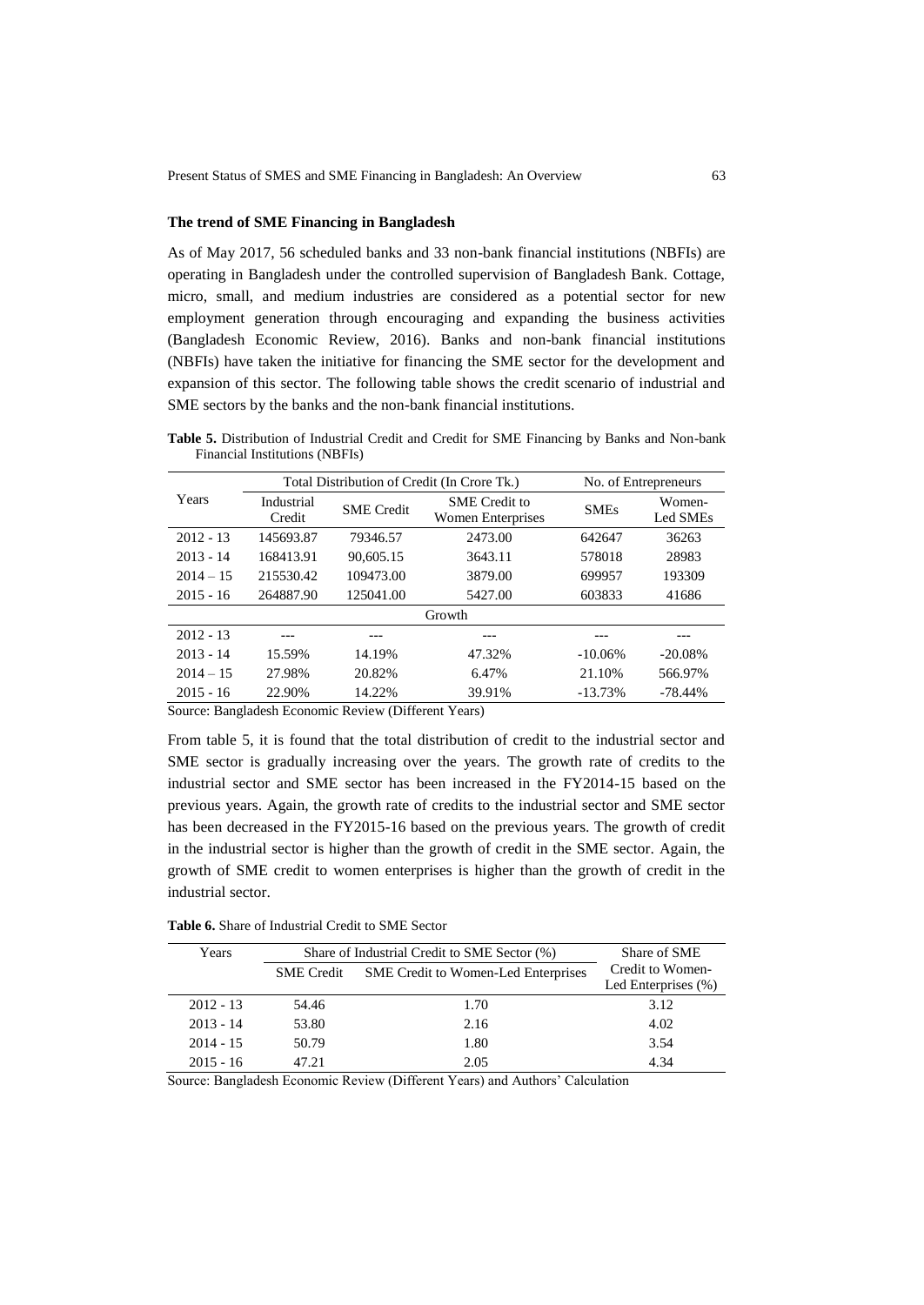## The trend of SME Financing in Bangladesh

As of May 2017, 56 scheduled banks and 33 non-bank financial institutions (NBFIs) are operating in Bangladesh under the controlled supervision of Bangladesh Bank. Cottage, micro, small, and medium industries are considered as a potential sector for new employment generation through encouraging and expanding the business activities (Bangladesh Economic Review, 2016). Banks and non-bank financial institutions (NBFIs) have taken the initiative for financing the SME sector for the development and expansion of this sector. The following table shows the credit scenario of industrial and SME sectors by the banks and the non-bank financial institutions.

**Table 5.** Distribution of Industrial Credit and Credit for SME Financing by Banks and Non-bank Financial Institutions (NBFIs)

| Years | Total Distribution of Credit (In Crore Tk.) | | | No. of Entrepreneurs | |
|---|---|---|---|---|---|
| | Industrial Credit | SME Credit | SME Credit to Women Enterprises | SMEs | Women-Led SMEs |
| 2012 - 13 | 145693.87 | 79346.57 | 2473.00 | 642647 | 36263 |
| 2013 - 14 | 168413.91 | 90,605.15 | 3643.11 | 578018 | 28983 |
| 2014 – 15 | 215530.42 | 109473.00 | 3879.00 | 699957 | 193309 |
| 2015 - 16 | 264887.90 | 125041.00 | 5427.00 | 603833 | 41686 |
| | Growth | | | | |
| 2012 - 13 | --- | --- | --- | --- | --- |
| 2013 - 14 | 15.59% | 14.19% | 47.32% | -10.06% | -20.08% |
| 2014 – 15 | 27.98% | 20.82% | 6.47% | 21.10% | 566.97% |
| 2015 - 16 | 22.90% | 14.22% | 39.91% | -13.73% | -78.44% |

Source: Bangladesh Economic Review (Different Years)

From table 5, it is found that the total distribution of credit to the industrial sector and SME sector is gradually increasing over the years. The growth rate of credits to the industrial sector and SME sector has been increased in the FY2014-15 based on the previous years. Again, the growth rate of credits to the industrial sector and SME sector has been decreased in the FY2015-16 based on the previous years. The growth of credit in the industrial sector is higher than the growth of credit in the SME sector. Again, the growth of SME credit to women enterprises is higher than the growth of credit in the industrial sector.

**Table 6.** Share of Industrial Credit to SME Sector

| Years | Share of Industrial Credit to SME Sector (%) | | Share of SME Credit to Women-Led Enterprises (%) |
|---|---|---|---|
| | SME Credit | SME Credit to Women-Led Enterprises | |
| 2012 - 13 | 54.46 | 1.70 | 3.12 |
| 2013 - 14 | 53.80 | 2.16 | 4.02 |
| 2014 - 15 | 50.79 | 1.80 | 3.54 |
| 2015 - 16 | 47.21 | 2.05 | 4.34 |

Source: Bangladesh Economic Review (Different Years) and Authors' Calculation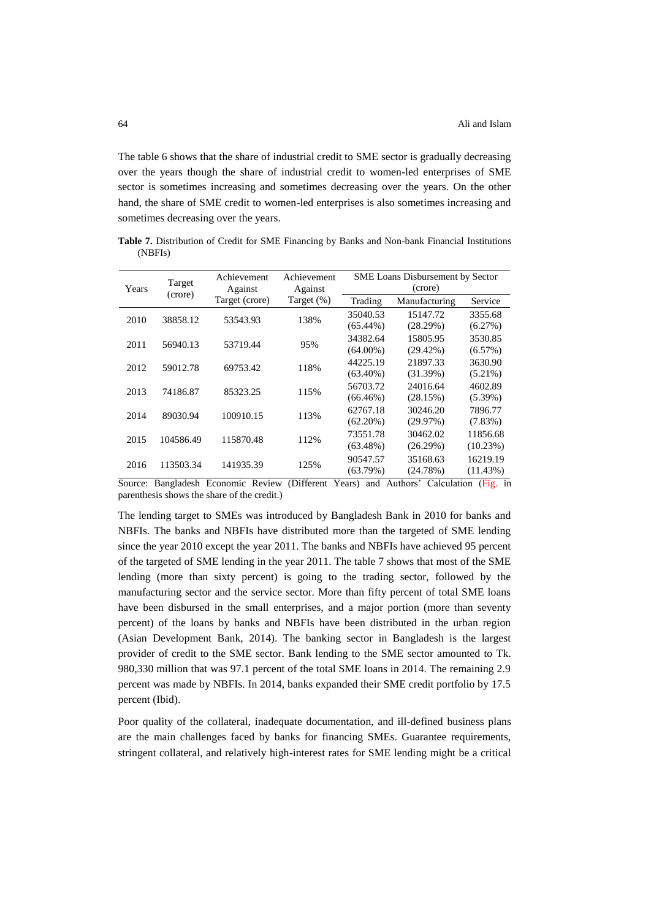The table 6 shows that the share of industrial credit to SME sector is gradually decreasing over the years though the share of industrial credit to women-led enterprises of SME sector is sometimes increasing and sometimes decreasing over the years. On the other hand, the share of SME credit to women-led enterprises is also sometimes increasing and sometimes decreasing over the years.

**Table 7.** Distribution of Credit for SME Financing by Banks and Non-bank Financial Institutions (NBFIs)

| Years | Target (crore) | Achievement Against Target (crore) | Achievement Against Target (%) | SME Loans Disbursement by Sector (crore) | | |
|---|---|---|---|---|---|---|
| | | | | Trading | Manufacturing | Service |
| 2010 | 38858.12 | 53543.93 | 138% | 35040.53 (65.44%) | 15147.72 (28.29%) | 3355.68 (6.27%) |
| 2011 | 56940.13 | 53719.44 | 95% | 34382.64 (64.00%) | 15805.95 (29.42%) | 3530.85 (6.57%) |
| 2012 | 59012.78 | 69753.42 | 118% | 44225.19 (63.40%) | 21897.33 (31.39%) | 3630.90 (5.21%) |
| 2013 | 74186.87 | 85323.25 | 115% | 56703.72 (66.46%) | 24016.64 (28.15%) | 4602.89 (5.39%) |
| 2014 | 89030.94 | 100910.15 | 113% | 62767.18 (62.20%) | 30246.20 (29.97%) | 7896.77 (7.83%) |
| 2015 | 104586.49 | 115870.48 | 112% | 73551.78 (63.48%) | 30462.02 (26.29%) | 11856.68 (10.23%) |
| 2016 | 113503.34 | 141935.39 | 125% | 90547.57 (63.79%) | 35168.63 (24.78%) | 16219.19 (11.43%) |

Source: Bangladesh Economic Review (Different Years) and Authors' Calculation (Fig. in parenthesis shows the share of the credit.)

The lending target to SMEs was introduced by Bangladesh Bank in 2010 for banks and NBFIs. The banks and NBFIs have distributed more than the targeted of SME lending since the year 2010 except the year 2011. The banks and NBFIs have achieved 95 percent of the targeted of SME lending in the year 2011. The table 7 shows that most of the SME lending (more than sixty percent) is going to the trading sector, followed by the manufacturing sector and the service sector. More than fifty percent of total SME loans have been disbursed in the small enterprises, and a major portion (more than seventy percent) of the loans by banks and NBFIs have been distributed in the urban region (Asian Development Bank, 2014). The banking sector in Bangladesh is the largest provider of credit to the SME sector. Bank lending to the SME sector amounted to Tk. 980,330 million that was 97.1 percent of the total SME loans in 2014. The remaining 2.9 percent was made by NBFIs. In 2014, banks expanded their SME credit portfolio by 17.5 percent (Ibid).

Poor quality of the collateral, inadequate documentation, and ill-defined business plans are the main challenges faced by banks for financing SMEs. Guarantee requirements, stringent collateral, and relatively high-interest rates for SME lending might be a critical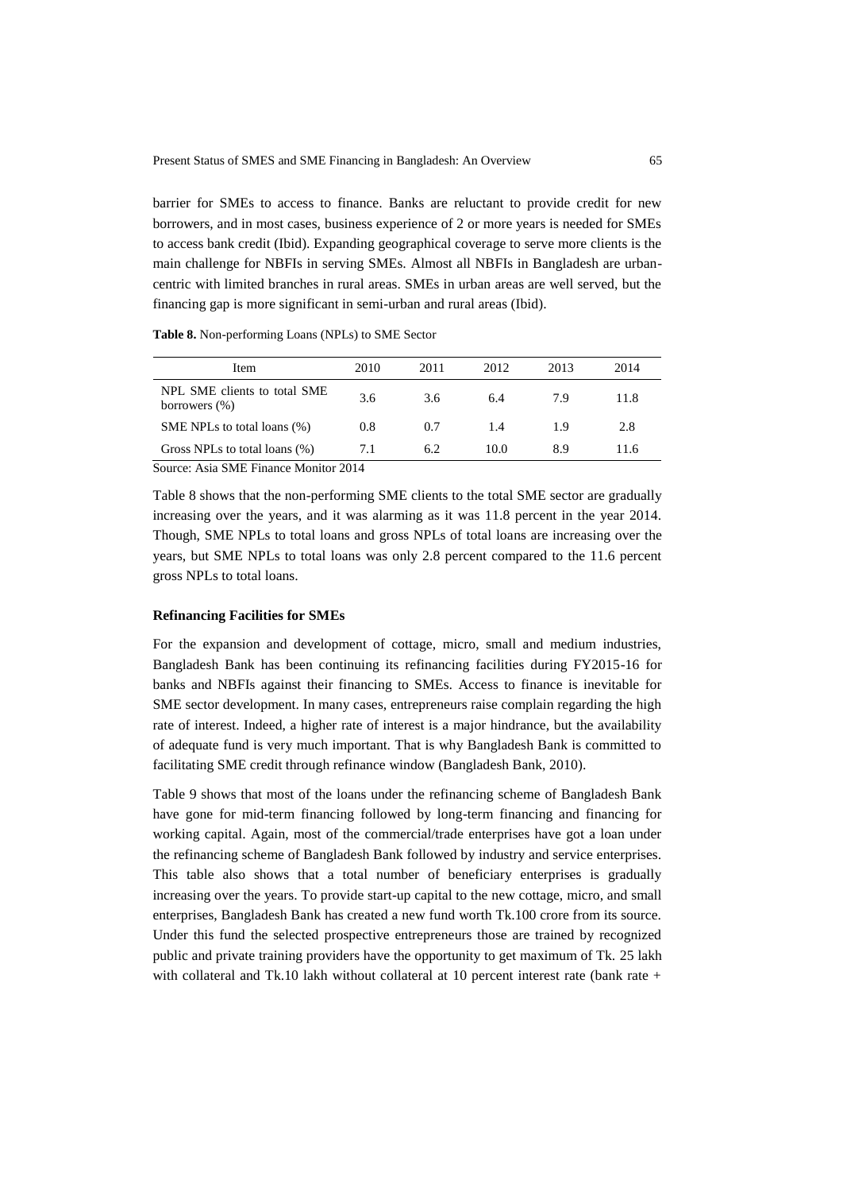barrier for SMEs to access to finance. Banks are reluctant to provide credit for new borrowers, and in most cases, business experience of 2 or more years is needed for SMEs to access bank credit (Ibid). Expanding geographical coverage to serve more clients is the main challenge for NBFIs in serving SMEs. Almost all NBFIs in Bangladesh are urban-centric with limited branches in rural areas. SMEs in urban areas are well served, but the financing gap is more significant in semi-urban and rural areas (Ibid).

**Table 8.** Non-performing Loans (NPLs) to SME Sector

| Item | 2010 | 2011 | 2012 | 2013 | 2014 |
|---|---|---|---|---|---|
| NPL SME clients to total SME borrowers (%) | 3.6 | 3.6 | 6.4 | 7.9 | 11.8 |
| SME NPLs to total loans (%) | 0.8 | 0.7 | 1.4 | 1.9 | 2.8 |
| Gross NPLs to total loans (%) | 7.1 | 6.2 | 10.0 | 8.9 | 11.6 |

Source: Asia SME Finance Monitor 2014

Table 8 shows that the non-performing SME clients to the total SME sector are gradually increasing over the years, and it was alarming as it was 11.8 percent in the year 2014. Though, SME NPLs to total loans and gross NPLs of total loans are increasing over the years, but SME NPLs to total loans was only 2.8 percent compared to the 11.6 percent gross NPLs to total loans.

**Refinancing Facilities for SMEs**

For the expansion and development of cottage, micro, small and medium industries, Bangladesh Bank has been continuing its refinancing facilities during FY2015-16 for banks and NBFIs against their financing to SMEs. Access to finance is inevitable for SME sector development. In many cases, entrepreneurs raise complain regarding the high rate of interest. Indeed, a higher rate of interest is a major hindrance, but the availability of adequate fund is very much important. That is why Bangladesh Bank is committed to facilitating SME credit through refinance window (Bangladesh Bank, 2010).

Table 9 shows that most of the loans under the refinancing scheme of Bangladesh Bank have gone for mid-term financing followed by long-term financing and financing for working capital. Again, most of the commercial/trade enterprises have got a loan under the refinancing scheme of Bangladesh Bank followed by industry and service enterprises. This table also shows that a total number of beneficiary enterprises is gradually increasing over the years. To provide start-up capital to the new cottage, micro, and small enterprises, Bangladesh Bank has created a new fund worth Tk.100 crore from its source. Under this fund the selected prospective entrepreneurs those are trained by recognized public and private training providers have the opportunity to get maximum of Tk. 25 lakh with collateral and Tk.10 lakh without collateral at 10 percent interest rate (bank rate +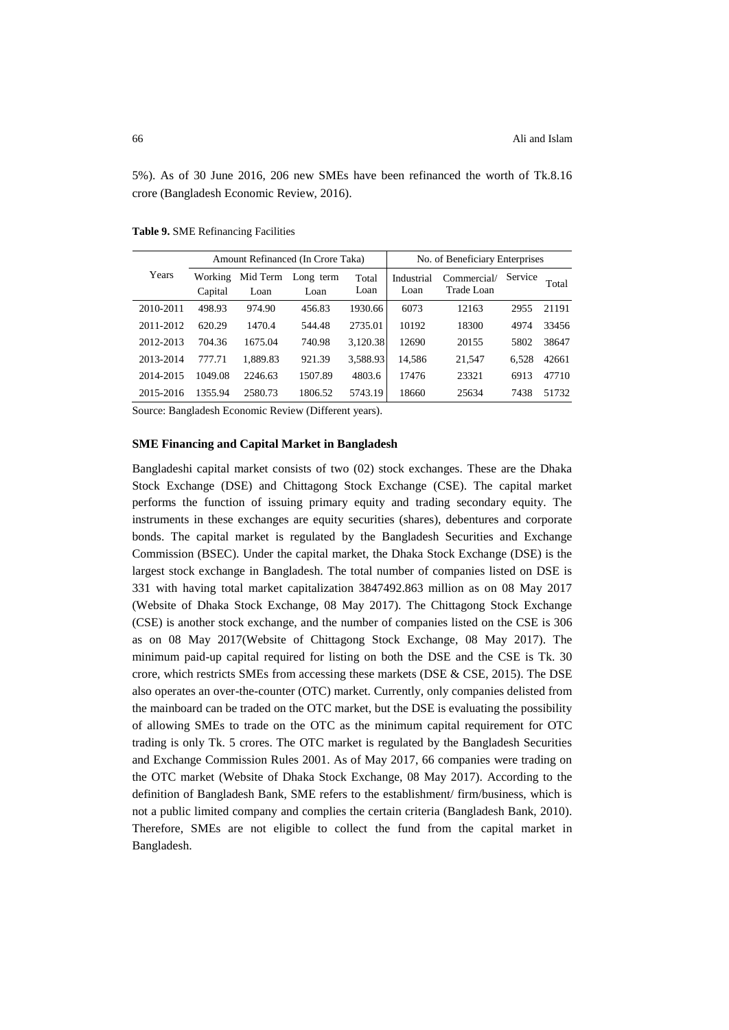5%). As of 30 June 2016, 206 new SMEs have been refinanced the worth of Tk.8.16 crore (Bangladesh Economic Review, 2016).

**Table 9.** SME Refinancing Facilities

| Years | Amount Refinanced (In Crore Taka) | | | | No. of Beneficiary Enterprises | | | |
|---|---|---|---|---|---|---|---|---|
| | Working Capital | Mid Term Loan | Long term Loan | Total Loan | Industrial Loan | Commercial/ Trade Loan | Service | Total |
| 2010-2011 | 498.93 | 974.90 | 456.83 | 1930.66 | 6073 | 12163 | 2955 | 21191 |
| 2011-2012 | 620.29 | 1470.4 | 544.48 | 2735.01 | 10192 | 18300 | 4974 | 33456 |
| 2012-2013 | 704.36 | 1675.04 | 740.98 | 3,120.38 | 12690 | 20155 | 5802 | 38647 |
| 2013-2014 | 777.71 | 1,889.83 | 921.39 | 3,588.93 | 14,586 | 21,547 | 6,528 | 42661 |
| 2014-2015 | 1049.08 | 2246.63 | 1507.89 | 4803.6 | 17476 | 23321 | 6913 | 47710 |
| 2015-2016 | 1355.94 | 2580.73 | 1806.52 | 5743.19 | 18660 | 25634 | 7438 | 51732 |

Source: Bangladesh Economic Review (Different years).

**SME Financing and Capital Market in Bangladesh**

Bangladeshi capital market consists of two (02) stock exchanges. These are the Dhaka Stock Exchange (DSE) and Chittagong Stock Exchange (CSE). The capital market performs the function of issuing primary equity and trading secondary equity. The instruments in these exchanges are equity securities (shares), debentures and corporate bonds. The capital market is regulated by the Bangladesh Securities and Exchange Commission (BSEC). Under the capital market, the Dhaka Stock Exchange (DSE) is the largest stock exchange in Bangladesh. The total number of companies listed on DSE is 331 with having total market capitalization 3847492.863 million as on 08 May 2017 (Website of Dhaka Stock Exchange, 08 May 2017). The Chittagong Stock Exchange (CSE) is another stock exchange, and the number of companies listed on the CSE is 306 as on 08 May 2017(Website of Chittagong Stock Exchange, 08 May 2017). The minimum paid-up capital required for listing on both the DSE and the CSE is Tk. 30 crore, which restricts SMEs from accessing these markets (DSE & CSE, 2015). The DSE also operates an over-the-counter (OTC) market. Currently, only companies delisted from the mainboard can be traded on the OTC market, but the DSE is evaluating the possibility of allowing SMEs to trade on the OTC as the minimum capital requirement for OTC trading is only Tk. 5 crores. The OTC market is regulated by the Bangladesh Securities and Exchange Commission Rules 2001. As of May 2017, 66 companies were trading on the OTC market (Website of Dhaka Stock Exchange, 08 May 2017). According to the definition of Bangladesh Bank, SME refers to the establishment/ firm/business, which is not a public limited company and complies the certain criteria (Bangladesh Bank, 2010). Therefore, SMEs are not eligible to collect the fund from the capital market in Bangladesh.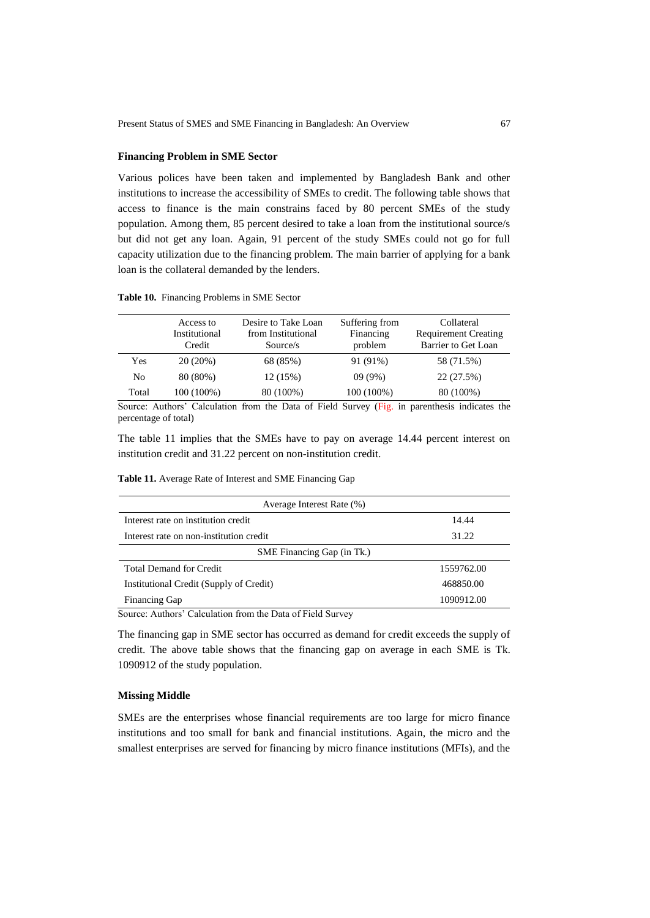### Financing Problem in SME Sector

Various polices have been taken and implemented by Bangladesh Bank and other institutions to increase the accessibility of SMEs to credit. The following table shows that access to finance is the main constrains faced by 80 percent SMEs of the study population. Among them, 85 percent desired to take a loan from the institutional source/s but did not get any loan. Again, 91 percent of the study SMEs could not go for full capacity utilization due to the financing problem. The main barrier of applying for a bank loan is the collateral demanded by the lenders.

**Table 10.** Financing Problems in SME Sector

| | Access to Institutional Credit | Desire to Take Loan from Institutional Source/s | Suffering from Financing problem | Collateral Requirement Creating Barrier to Get Loan |
|---|---|---|---|---|
| Yes | 20 (20%) | 68 (85%) | 91 (91%) | 58 (71.5%) |
| No | 80 (80%) | 12 (15%) | 09 (9%) | 22 (27.5%) |
| Total | 100 (100%) | 80 (100%) | 100 (100%) | 80 (100%) |

Source: Authors' Calculation from the Data of Field Survey (Fig. in parenthesis indicates the percentage of total)

The table 11 implies that the SMEs have to pay on average 14.44 percent interest on institution credit and 31.22 percent on non-institution credit.

**Table 11.** Average Rate of Interest and SME Financing Gap

| Average Interest Rate (%) | |
|---|---|
| Interest rate on institution credit | 14.44 |
| Interest rate on non-institution credit | 31.22 |
| **SME Financing Gap (in Tk.)** | |
| Total Demand for Credit | 1559762.00 |
| Institutional Credit (Supply of Credit) | 468850.00 |
| Financing Gap | 1090912.00 |

Source: Authors' Calculation from the Data of Field Survey

The financing gap in SME sector has occurred as demand for credit exceeds the supply of credit. The above table shows that the financing gap on average in each SME is Tk. 1090912 of the study population.

### Missing Middle

SMEs are the enterprises whose financial requirements are too large for micro finance institutions and too small for bank and financial institutions. Again, the micro and the smallest enterprises are served for financing by micro finance institutions (MFIs), and the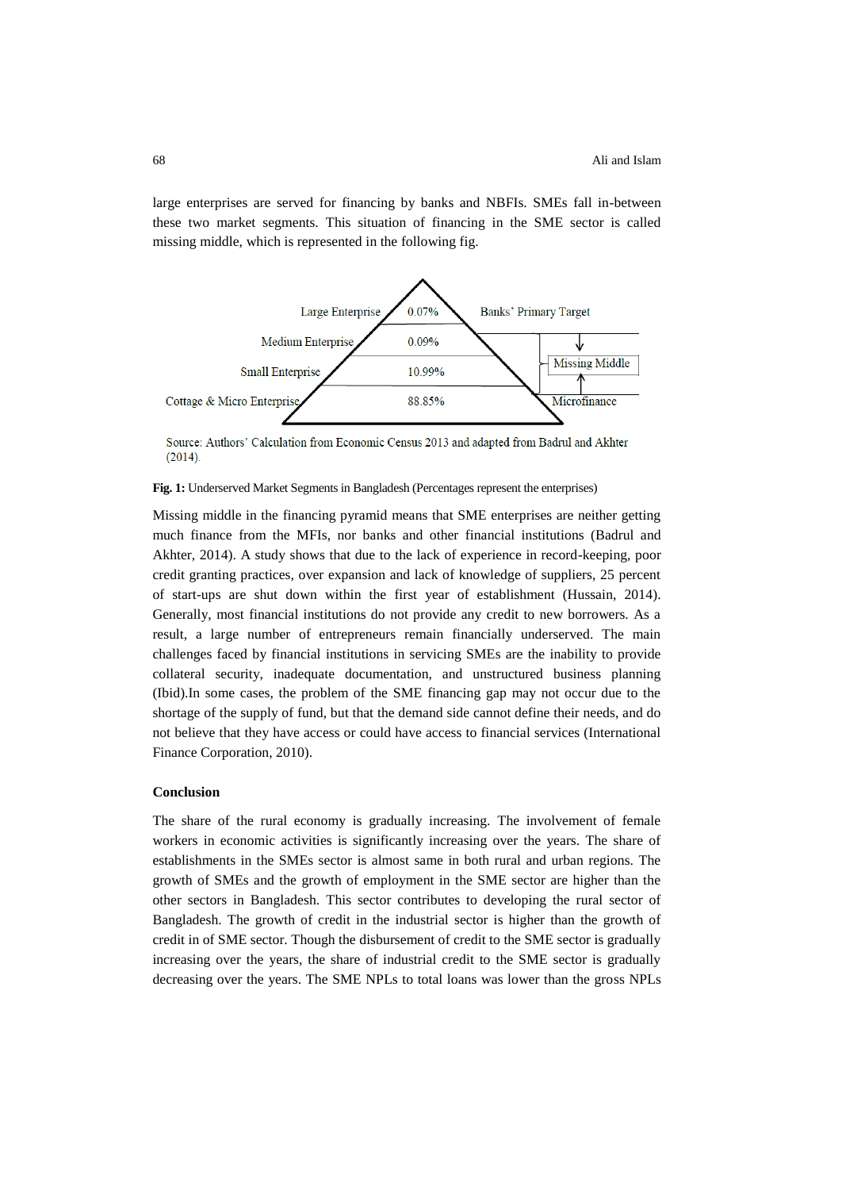large enterprises are served for financing by banks and NBFIs. SMEs fall in-between these two market segments. This situation of financing in the SME sector is called missing middle, which is represented in the following fig.

| Segment | Share | |
|---|---|---|
| Large Enterprise | 0.07% | Banks' Primary Target |
| Medium Enterprise | 0.09% | Missing Middle |
| Small Enterprise | 10.99% | Missing Middle |
| Cottage & Micro Enterprise | 88.85% | Microfinance |

Source: Authors' Calculation from Economic Census 2013 and adapted from Badrul and Akhter (2014).

**Fig. 1:** Underserved Market Segments in Bangladesh (Percentages represent the enterprises)

Missing middle in the financing pyramid means that SME enterprises are neither getting much finance from the MFIs, nor banks and other financial institutions (Badrul and Akhter, 2014). A study shows that due to the lack of experience in record-keeping, poor credit granting practices, over expansion and lack of knowledge of suppliers, 25 percent of start-ups are shut down within the first year of establishment (Hussain, 2014). Generally, most financial institutions do not provide any credit to new borrowers. As a result, a large number of entrepreneurs remain financially underserved. The main challenges faced by financial institutions in servicing SMEs are the inability to provide collateral security, inadequate documentation, and unstructured business planning (Ibid).In some cases, the problem of the SME financing gap may not occur due to the shortage of the supply of fund, but that the demand side cannot define their needs, and do not believe that they have access or could have access to financial services (International Finance Corporation, 2010).

## Conclusion

The share of the rural economy is gradually increasing. The involvement of female workers in economic activities is significantly increasing over the years. The share of establishments in the SMEs sector is almost same in both rural and urban regions. The growth of SMEs and the growth of employment in the SME sector are higher than the other sectors in Bangladesh. This sector contributes to developing the rural sector of Bangladesh. The growth of credit in the industrial sector is higher than the growth of credit in of SME sector. Though the disbursement of credit to the SME sector is gradually increasing over the years, the share of industrial credit to the SME sector is gradually decreasing over the years. The SME NPLs to total loans was lower than the gross NPLs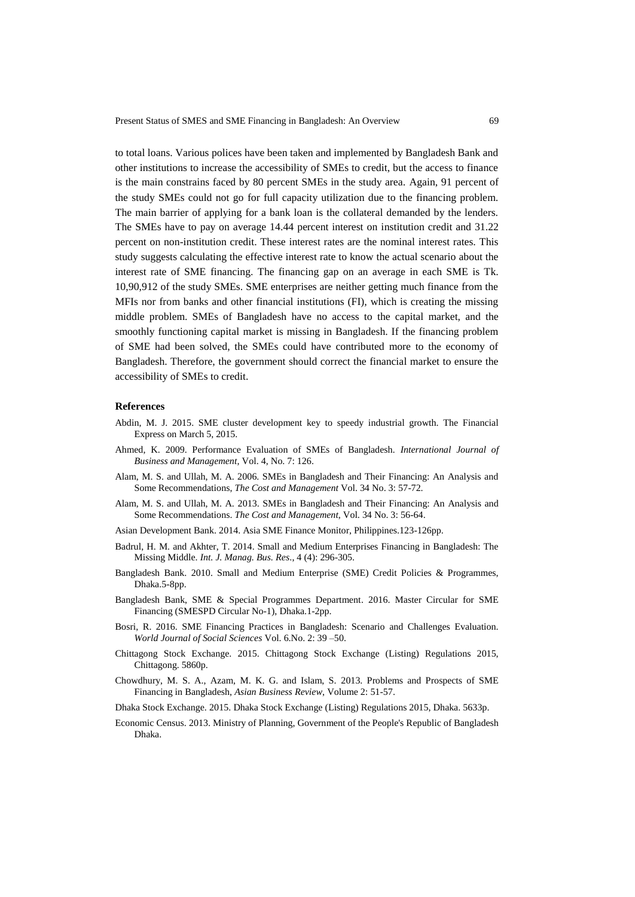to total loans. Various polices have been taken and implemented by Bangladesh Bank and other institutions to increase the accessibility of SMEs to credit, but the access to finance is the main constrains faced by 80 percent SMEs in the study area. Again, 91 percent of the study SMEs could not go for full capacity utilization due to the financing problem. The main barrier of applying for a bank loan is the collateral demanded by the lenders. The SMEs have to pay on average 14.44 percent interest on institution credit and 31.22 percent on non-institution credit. These interest rates are the nominal interest rates. This study suggests calculating the effective interest rate to know the actual scenario about the interest rate of SME financing. The financing gap on an average in each SME is Tk. 10,90,912 of the study SMEs. SME enterprises are neither getting much finance from the MFIs nor from banks and other financial institutions (FI), which is creating the missing middle problem. SMEs of Bangladesh have no access to the capital market, and the smoothly functioning capital market is missing in Bangladesh. If the financing problem of SME had been solved, the SMEs could have contributed more to the economy of Bangladesh. Therefore, the government should correct the financial market to ensure the accessibility of SMEs to credit.

## References

Abdin, M. J. 2015. SME cluster development key to speedy industrial growth. The Financial Express on March 5, 2015.

Ahmed, K. 2009. Performance Evaluation of SMEs of Bangladesh. *International Journal of Business and Management*, Vol. 4, No. 7: 126.

Alam, M. S. and Ullah, M. A. 2006. SMEs in Bangladesh and Their Financing: An Analysis and Some Recommendations, *The Cost and Management* Vol. 34 No. 3: 57-72.

Alam, M. S. and Ullah, M. A. 2013. SMEs in Bangladesh and Their Financing: An Analysis and Some Recommendations. *The Cost and Management*, Vol. 34 No. 3: 56-64.

Asian Development Bank. 2014. Asia SME Finance Monitor, Philippines.123-126pp.

Badrul, H. M. and Akhter, T. 2014. Small and Medium Enterprises Financing in Bangladesh: The Missing Middle. *Int. J. Manag. Bus. Res*., 4 (4): 296-305.

Bangladesh Bank. 2010. Small and Medium Enterprise (SME) Credit Policies & Programmes, Dhaka.5-8pp.

Bangladesh Bank, SME & Special Programmes Department. 2016. Master Circular for SME Financing (SMESPD Circular No-1), Dhaka.1-2pp.

Bosri, R. 2016. SME Financing Practices in Bangladesh: Scenario and Challenges Evaluation. *World Journal of Social Sciences* Vol. 6.No. 2: 39 –50.

Chittagong Stock Exchange. 2015. Chittagong Stock Exchange (Listing) Regulations 2015, Chittagong. 5860p.

Chowdhury, M. S. A., Azam, M. K. G. and Islam, S. 2013. Problems and Prospects of SME Financing in Bangladesh, *Asian Business Review*, Volume 2: 51-57.

Dhaka Stock Exchange. 2015. Dhaka Stock Exchange (Listing) Regulations 2015, Dhaka. 5633p.

Economic Census. 2013. Ministry of Planning, Government of the People's Republic of Bangladesh Dhaka.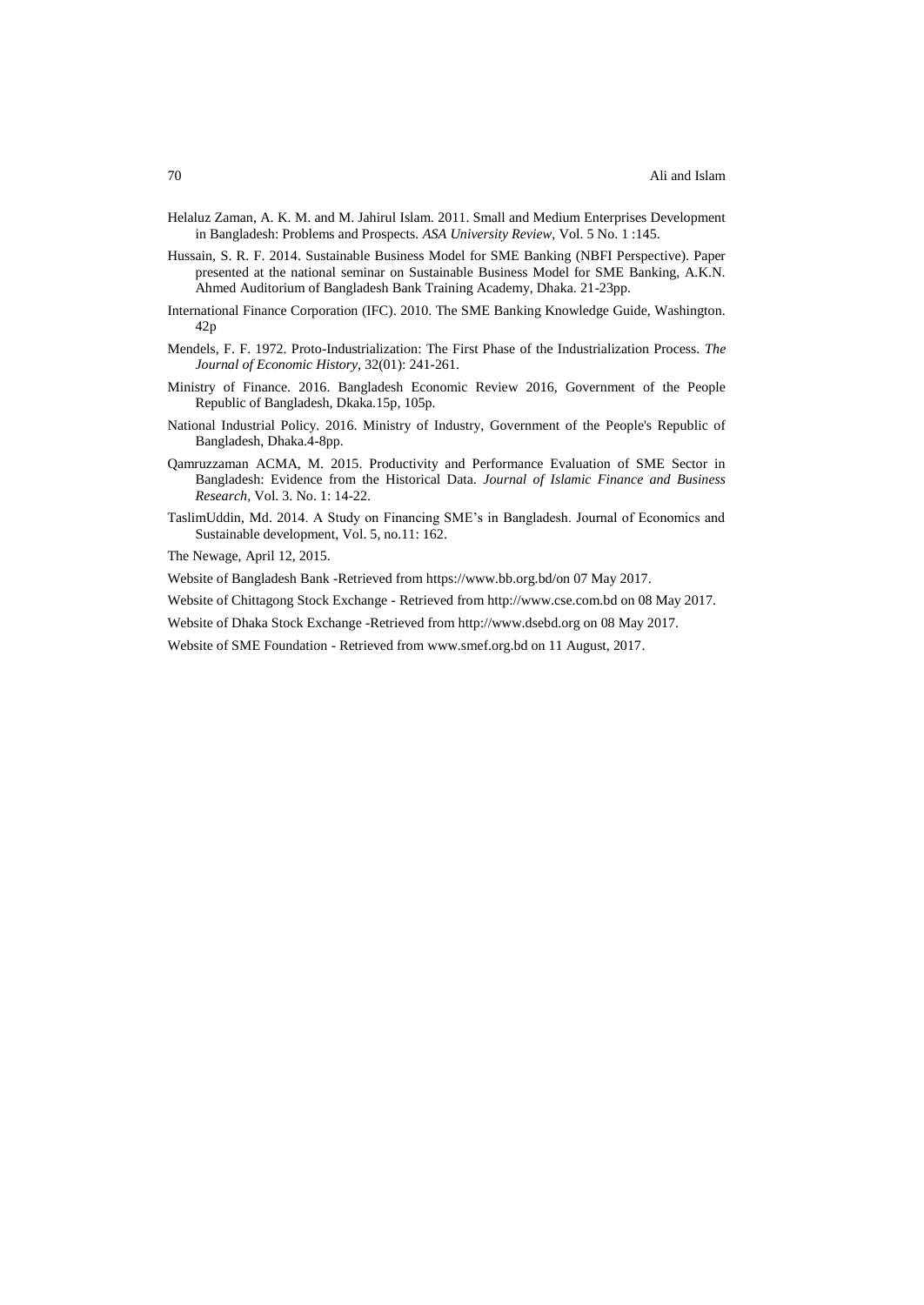Helaluz Zaman, A. K. M. and M. Jahirul Islam. 2011. Small and Medium Enterprises Development in Bangladesh: Problems and Prospects. *ASA University Review*, Vol. 5 No. 1 :145.

Hussain, S. R. F. 2014. Sustainable Business Model for SME Banking (NBFI Perspective). Paper presented at the national seminar on Sustainable Business Model for SME Banking, A.K.N. Ahmed Auditorium of Bangladesh Bank Training Academy, Dhaka. 21-23pp.

International Finance Corporation (IFC). 2010. The SME Banking Knowledge Guide, Washington. 42p

Mendels, F. F. 1972. Proto-Industrialization: The First Phase of the Industrialization Process. *The Journal of Economic History*, 32(01): 241-261.

Ministry of Finance. 2016. Bangladesh Economic Review 2016, Government of the People Republic of Bangladesh, Dkaka.15p, 105p.

National Industrial Policy. 2016. Ministry of Industry, Government of the People's Republic of Bangladesh, Dhaka.4-8pp.

Qamruzzaman ACMA, M. 2015. Productivity and Performance Evaluation of SME Sector in Bangladesh: Evidence from the Historical Data. *Journal of Islamic Finance and Business Research*, Vol. 3. No. 1: 14-22.

TaslimUddin, Md. 2014. A Study on Financing SME's in Bangladesh. Journal of Economics and Sustainable development, Vol. 5, no.11: 162.

The Newage, April 12, 2015.

Website of Bangladesh Bank -Retrieved from https://www.bb.org.bd/on 07 May 2017.

Website of Chittagong Stock Exchange - Retrieved from http://www.cse.com.bd on 08 May 2017.

Website of Dhaka Stock Exchange -Retrieved from http://www.dsebd.org on 08 May 2017.

Website of SME Foundation - Retrieved from www.smef.org.bd on 11 August, 2017.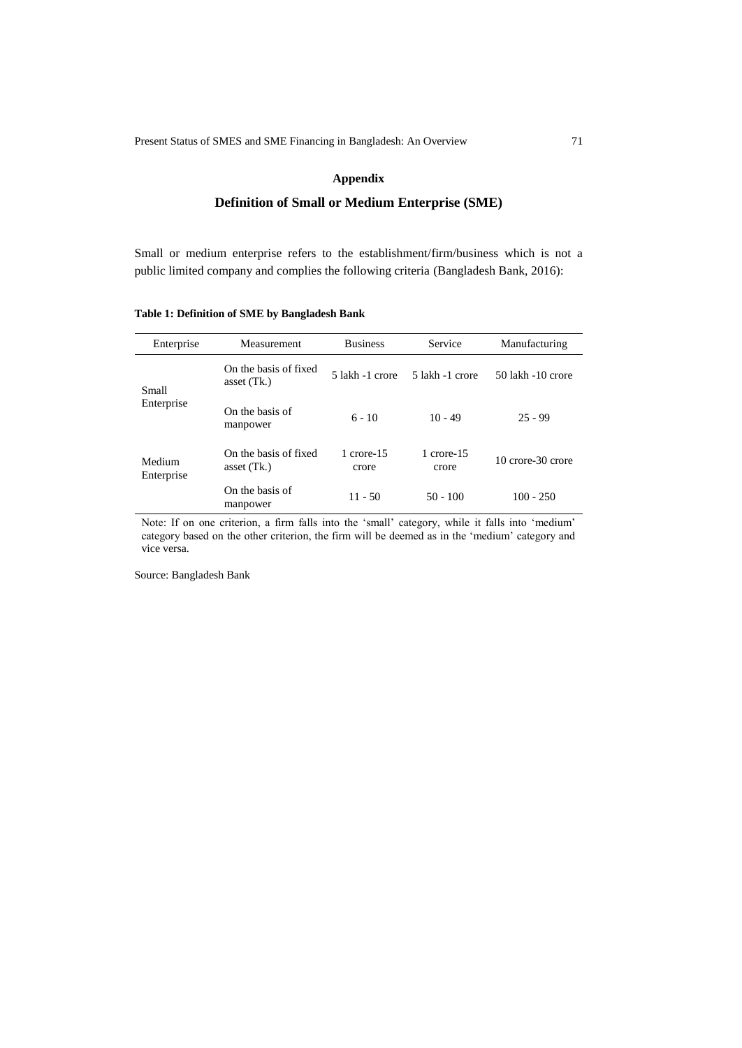## Appendix

### Definition of Small or Medium Enterprise (SME)

Small or medium enterprise refers to the establishment/firm/business which is not a public limited company and complies the following criteria (Bangladesh Bank, 2016):

**Table 1: Definition of SME by Bangladesh Bank**

| Enterprise | Measurement | Business | Service | Manufacturing |
|---|---|---|---|---|
| Small Enterprise | On the basis of fixed asset (Tk.) | 5 lakh -1 crore | 5 lakh -1 crore | 50 lakh -10 crore |
| | On the basis of manpower | 6 - 10 | 10 - 49 | 25 - 99 |
| Medium Enterprise | On the basis of fixed asset (Tk.) | 1 crore-15 crore | 1 crore-15 crore | 10 crore-30 crore |
| | On the basis of manpower | 11 - 50 | 50 - 100 | 100 - 250 |

Note: If on one criterion, a firm falls into the 'small' category, while it falls into 'medium' category based on the other criterion, the firm will be deemed as in the 'medium' category and vice versa.

Source: Bangladesh Bank